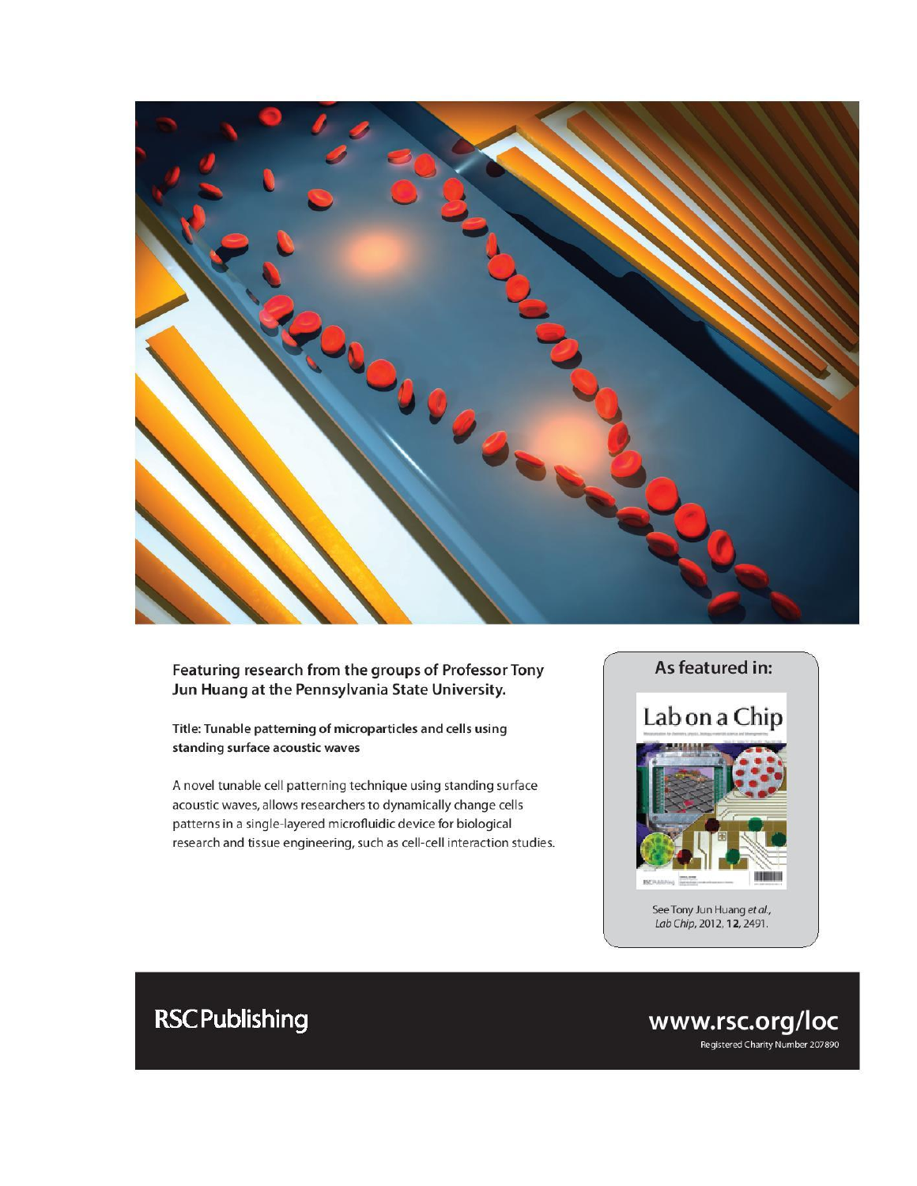Featuring research from the groups of Professor Tony Jun Huang at the Pennsylvania State University.

Title: Tunable patterning of microparticles and cells using standing surface acoustic waves

A novel tunable cell patterning technique using standing surface acoustic waves, allows researchers to dynamically change cells patterns in a single-layered microfluidic device for biological research and tissue engineering, such as cell-cell interaction studies.

As featured in:

Lab on a Chip

See Tony Jun Huang *et al.*, *Lab Chip*, 2012, **12**, 2491.

RSCPublishing

www.rsc.org/loc

Registered Charity Number 207890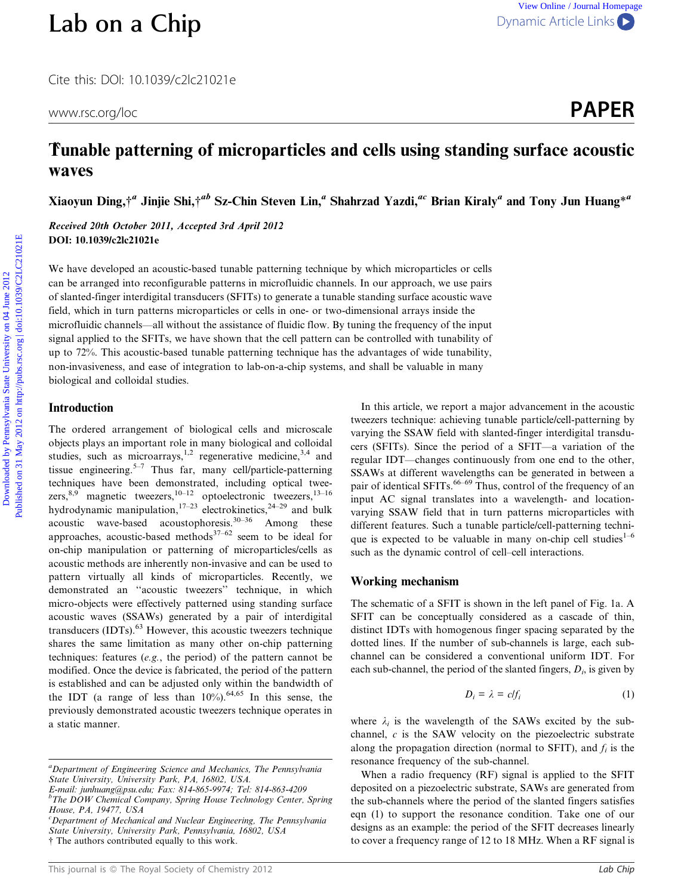# Tunable patterning of microparticles and cells using standing surface acoustic waves

**Xiaoyun Ding,†[a] Jinjie Shi,†[ab] Sz-Chin Steven Lin,[a] Shahrzad Yazdi,[ac] Brian Kiraly[a] and Tony Jun Huang*[a]**

*Received 20th October 2011, Accepted 3rd April 2012*
**DOI: 10.1039/c2lc21021e**

We have developed an acoustic-based tunable patterning technique by which microparticles or cells can be arranged into reconfigurable patterns in microfluidic channels. In our approach, we use pairs of slanted-finger interdigital transducers (SFITs) to generate a tunable standing surface acoustic wave field, which in turn patterns microparticles or cells in one- or two-dimensional arrays inside the microfluidic channels—all without the assistance of fluidic flow. By tuning the frequency of the input signal applied to the SFITs, we have shown that the cell pattern can be controlled with tunability of up to 72%. This acoustic-based tunable patterning technique has the advantages of wide tunability, non-invasiveness, and ease of integration to lab-on-a-chip systems, and shall be valuable in many biological and colloidal studies.

## Introduction

The ordered arrangement of biological cells and microscale objects plays an important role in many biological and colloidal studies, such as microarrays,[1,2] regenerative medicine,[3,4] and tissue engineering.[5–7] Thus far, many cell/particle-patterning techniques have been demonstrated, including optical tweezers,[8,9] magnetic tweezers,[10–12] optoelectronic tweezers,[13–16] hydrodynamic manipulation,[17–23] electrokinetics,[24–29] and bulk acoustic wave-based acoustophoresis.[30–36] Among these approaches, acoustic-based methods[37–62] seem to be ideal for on-chip manipulation or patterning of microparticles/cells as acoustic methods are inherently non-invasive and can be used to pattern virtually all kinds of microparticles. Recently, we demonstrated an "acoustic tweezers" technique, in which micro-objects were effectively patterned using standing surface acoustic waves (SSAWs) generated by a pair of interdigital transducers (IDTs).[63] However, this acoustic tweezers technique shares the same limitation as many other on-chip patterning techniques: features (*e.g.*, the period) of the pattern cannot be modified. Once the device is fabricated, the period of the pattern is established and can be adjusted only within the bandwidth of the IDT (a range of less than 10%).[64,65] In this sense, the previously demonstrated acoustic tweezers technique operates in a static manner.

In this article, we report a major advancement in the acoustic tweezers technique: achieving tunable particle/cell-patterning by varying the SSAW field with slanted-finger interdigital transducers (SFITs). Since the period of a SFIT—a variation of the regular IDT—changes continuously from one end to the other, SSAWs at different wavelengths can be generated in between a pair of identical SFITs.[66–69] Thus, control of the frequency of an input AC signal translates into a wavelength- and location-varying SSAW field that in turn patterns microparticles with different features. Such a tunable particle/cell-patterning technique is expected to be valuable in many on-chip cell studies[1–6] such as the dynamic control of cell–cell interactions.

## Working mechanism

The schematic of a SFIT is shown in the left panel of Fig. 1a. A SFIT can be conceptually considered as a cascade of thin, distinct IDTs with homogenous finger spacing separated by the dotted lines. If the number of sub-channels is large, each sub-channel can be considered a conventional uniform IDT. For each sub-channel, the period of the slanted fingers, $D_i$, is given by

$$D_i = \lambda = c/f_i \tag{1}$$

where $\lambda_i$ is the wavelength of the SAWs excited by the sub-channel, $c$ is the SAW velocity on the piezoelectric substrate along the propagation direction (normal to SFIT), and $f_i$ is the resonance frequency of the sub-channel.

When a radio frequency (RF) signal is applied to the SFIT deposited on a piezoelectric substrate, SAWs are generated from the sub-channels where the period of the slanted fingers satisfies eqn (1) to support the resonance condition. Take one of our designs as an example: the period of the SFIT decreases linearly to cover a frequency range of 12 to 18 MHz. When a RF signal is

---

[a] Department of Engineering Science and Mechanics, The Pennsylvania State University, University Park, PA, 16802, USA. E-mail: junhuang@psu.edu; Fax: 814-865-9974; Tel: 814-863-4209
[b] The DOW Chemical Company, Spring House Technology Center, Spring House, PA, 19477, USA
[c] Department of Mechanical and Nuclear Engineering, The Pennsylvania State University, University Park, Pennsylvania, 16802, USA
† The authors contributed equally to this work.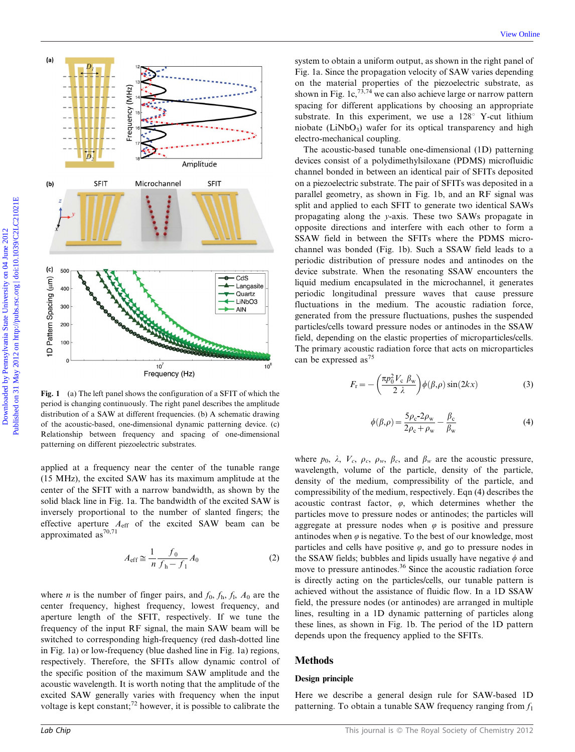**Fig. 1** (a) The left panel shows the configuration of a SFIT of which the period is changing continuously. The right panel describes the amplitude distribution of a SAW at different frequencies. (b) A schematic drawing of the acoustic-based, one-dimensional dynamic patterning device. (c) Relationship between frequency and spacing of one-dimensional patterning on different piezoelectric substrates.

applied at a frequency near the center of the tunable range (15 MHz), the excited SAW has its maximum amplitude at the center of the SFIT with a narrow bandwidth, as shown by the solid black line in Fig. 1a. The bandwidth of the excited SAW is inversely proportional to the number of slanted fingers; the effective aperture $A_{\text{eff}}$ of the excited SAW beam can be approximated as[70,71]

$$A_{\text{eff}} \cong \frac{1}{n}\frac{f_0}{f_h - f_1}A_0 \tag{2}$$

where $n$ is the number of finger pairs, and $f_0$, $f_h$, $f_l$, $A_0$ are the center frequency, highest frequency, lowest frequency, and aperture length of the SFIT, respectively. If we tune the frequency of the input RF signal, the main SAW beam will be switched to corresponding high-frequency (red dash-dotted line in Fig. 1a) or low-frequency (blue dashed line in Fig. 1a) regions, respectively. Therefore, the SFITs allow dynamic control of the specific position of the maximum SAW amplitude and the acoustic wavelength. It is worth noting that the amplitude of the excited SAW generally varies with frequency when the input voltage is kept constant;[72] however, it is possible to calibrate the system to obtain a uniform output, as shown in the right panel of Fig. 1a. Since the propagation velocity of SAW varies depending on the material properties of the piezoelectric substrate, as shown in Fig. 1c,[73,74] we can also achieve large or narrow pattern spacing for different applications by choosing an appropriate substrate. In this experiment, we use a 128° Y-cut lithium niobate ($LiNbO_3$) wafer for its optical transparency and high electro-mechanical coupling.

The acoustic-based tunable one-dimensional (1D) patterning devices consist of a polydimethylsiloxane (PDMS) microfluidic channel bonded in between an identical pair of SFITs deposited on a piezoelectric substrate. The pair of SFITs was deposited in a parallel geometry, as shown in Fig. 1b, and an RF signal was split and applied to each SFIT to generate two identical SAWs propagating along the $y$-axis. These two SAWs propagate in opposite directions and interfere with each other to form a SSAW field in between the SFITs where the PDMS microchannel was bonded (Fig. 1b). Such a SSAW field leads to a periodic distribution of pressure nodes and antinodes on the device substrate. When the resonating SSAW encounters the liquid medium encapsulated in the microchannel, it generates periodic longitudinal pressure waves that cause pressure fluctuations in the medium. The acoustic radiation force, generated from the pressure fluctuations, pushes the suspended particles/cells toward pressure nodes or antinodes in the SSAW field, depending on the elastic properties of microparticles/cells. The primary acoustic radiation force that acts on microparticles can be expressed as[75]

$$F_r = -\left(\frac{\pi p_0^2 V_c\ \beta_w}{2\ \lambda}\right)\phi(\beta,\rho)\sin(2kx) \tag{3}$$

$$\phi(\beta,\rho) = \frac{5\rho_c - 2\rho_w}{2\rho_c + \rho_w} - \frac{\beta_c}{\beta_w} \tag{4}$$

where $p_0$, $\lambda$, $V_c$, $\rho_c$, $\rho_w$, $\beta_c$, and $\beta_w$ are the acoustic pressure, wavelength, volume of the particle, density of the particle, density of the medium, compressibility of the particle, and compressibility of the medium, respectively. Eqn (4) describes the acoustic contrast factor, $\varphi$, which determines whether the particles move to pressure nodes or antinodes; the particles will aggregate at pressure nodes when $\varphi$ is positive and pressure antinodes when $\varphi$ is negative. To the best of our knowledge, most particles and cells have positive $\varphi$, and go to pressure nodes in the SSAW fields; bubbles and lipids usually have negative $\phi$ and move to pressure antinodes.[36] Since the acoustic radiation force is directly acting on the particles/cells, our tunable pattern is achieved without the assistance of fluidic flow. In a 1D SSAW field, the pressure nodes (or antinodes) are arranged in multiple lines, resulting in a 1D dynamic patterning of particles along these lines, as shown in Fig. 1b. The period of the 1D pattern depends upon the frequency applied to the SFITs.

## Methods

### Design principle

Here we describe a general design rule for SAW-based 1D patterning. To obtain a tunable SAW frequency ranging from $f_1$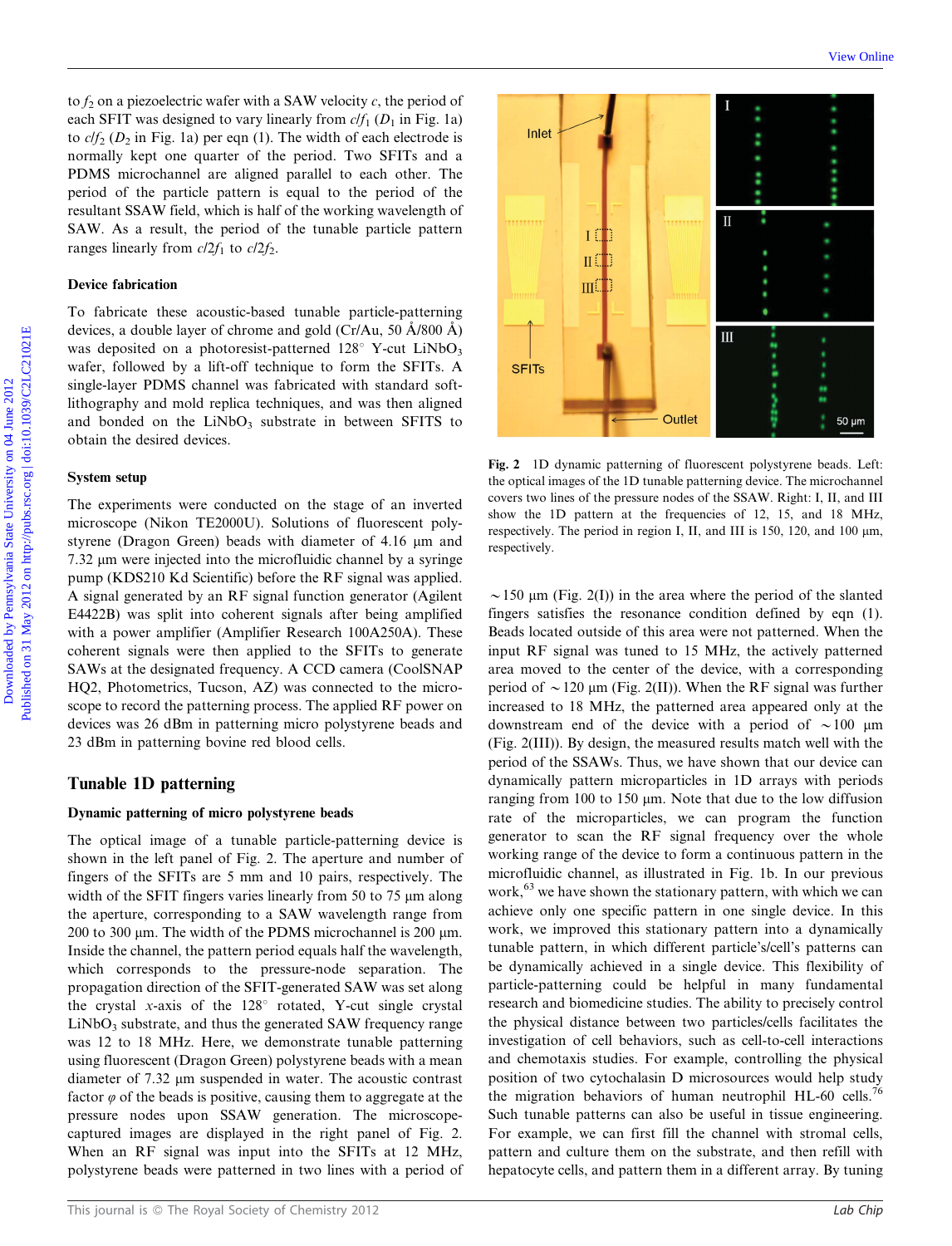to $f_2$ on a piezoelectric wafer with a SAW velocity $c$, the period of each SFIT was designed to vary linearly from $c/f_1$ ($D_1$ in Fig. 1a) to $c/f_2$ ($D_2$ in Fig. 1a) per eqn (1). The width of each electrode is normally kept one quarter of the period. Two SFITs and a PDMS microchannel are aligned parallel to each other. The period of the particle pattern is equal to the period of the resultant SSAW field, which is half of the working wavelength of SAW. As a result, the period of the tunable particle pattern ranges linearly from $c/2f_1$ to $c/2f_2$.

### Device fabrication

To fabricate these acoustic-based tunable particle-patterning devices, a double layer of chrome and gold (Cr/Au, 50 Å/800 Å) was deposited on a photoresist-patterned 128° Y-cut $LiNbO_3$ wafer, followed by a lift-off technique to form the SFITs. A single-layer PDMS channel was fabricated with standard soft-lithography and mold replica techniques, and was then aligned and bonded on the $LiNbO_3$ substrate in between SFITS to obtain the desired devices.

### System setup

The experiments were conducted on the stage of an inverted microscope (Nikon TE2000U). Solutions of fluorescent polystyrene (Dragon Green) beads with diameter of 4.16 μm and 7.32 μm were injected into the microfluidic channel by a syringe pump (KDS210 Kd Scientific) before the RF signal was applied. A signal generated by an RF signal function generator (Agilent E4422B) was split into coherent signals after being amplified with a power amplifier (Amplifier Research 100A250A). These coherent signals were then applied to the SFITs to generate SAWs at the designated frequency. A CCD camera (CoolSNAP HQ2, Photometrics, Tucson, AZ) was connected to the microscope to record the patterning process. The applied RF power on devices was 26 dBm in patterning micro polystyrene beads and 23 dBm in patterning bovine red blood cells.

## Tunable 1D patterning

### Dynamic patterning of micro polystyrene beads

The optical image of a tunable particle-patterning device is shown in the left panel of Fig. 2. The aperture and number of fingers of the SFITs are 5 mm and 10 pairs, respectively. The width of the SFIT fingers varies linearly from 50 to 75 μm along the aperture, corresponding to a SAW wavelength range from 200 to 300 μm. The width of the PDMS microchannel is 200 μm. Inside the channel, the pattern period equals half the wavelength, which corresponds to the pressure-node separation. The propagation direction of the SFIT-generated SAW was set along the crystal $x$-axis of the 128° rotated, Y-cut single crystal $LiNbO_3$ substrate, and thus the generated SAW frequency range was 12 to 18 MHz. Here, we demonstrate tunable patterning using fluorescent (Dragon Green) polystyrene beads with a mean diameter of 7.32 μm suspended in water. The acoustic contrast factor $\varphi$ of the beads is positive, causing them to aggregate at the pressure nodes upon SSAW generation. The microscope-captured images are displayed in the right panel of Fig. 2. When an RF signal was input into the SFITs at 12 MHz, polystyrene beads were patterned in two lines with a period of ~150 μm (Fig. 2(I)) in the area where the period of the slanted fingers satisfies the resonance condition defined by eqn (1). Beads located outside of this area were not patterned. When the input RF signal was tuned to 15 MHz, the actively patterned area moved to the center of the device, with a corresponding period of ~120 μm (Fig. 2(II)). When the RF signal was further increased to 18 MHz, the patterned area appeared only at the downstream end of the device with a period of ~100 μm (Fig. 2(III)). By design, the measured results match well with the period of the SSAWs. Thus, we have shown that our device can dynamically pattern microparticles in 1D arrays with periods ranging from 100 to 150 μm. Note that due to the low diffusion rate of the microparticles, we can program the function generator to scan the RF signal frequency over the whole working range of the device to form a continuous pattern in the microfluidic channel, as illustrated in Fig. 1b. In our previous work,[63] we have shown the stationary pattern, with which we can achieve only one specific pattern in one single device. In this work, we improved this stationary pattern into a dynamically tunable pattern, in which different particle's/cell's patterns can be dynamically achieved in a single device. This flexibility of particle-patterning could be helpful in many fundamental research and biomedicine studies. The ability to precisely control the physical distance between two particles/cells facilitates the investigation of cell behaviors, such as cell-to-cell interactions and chemotaxis studies. For example, controlling the physical position of two cytochalasin D microsources would help study the migration behaviors of human neutrophil HL-60 cells.[76] Such tunable patterns can also be useful in tissue engineering. For example, we can first fill the channel with stromal cells, pattern and culture them on the substrate, and then refill with hepatocyte cells, and pattern them in a different array. By tuning

**Fig. 2** 1D dynamic patterning of fluorescent polystyrene beads. Left: the optical images of the 1D tunable patterning device. The microchannel covers two lines of the pressure nodes of the SSAW. Right: I, II, and III show the 1D pattern at the frequencies of 12, 15, and 18 MHz, respectively. The period in region I, II, and III is 150, 120, and 100 μm, respectively.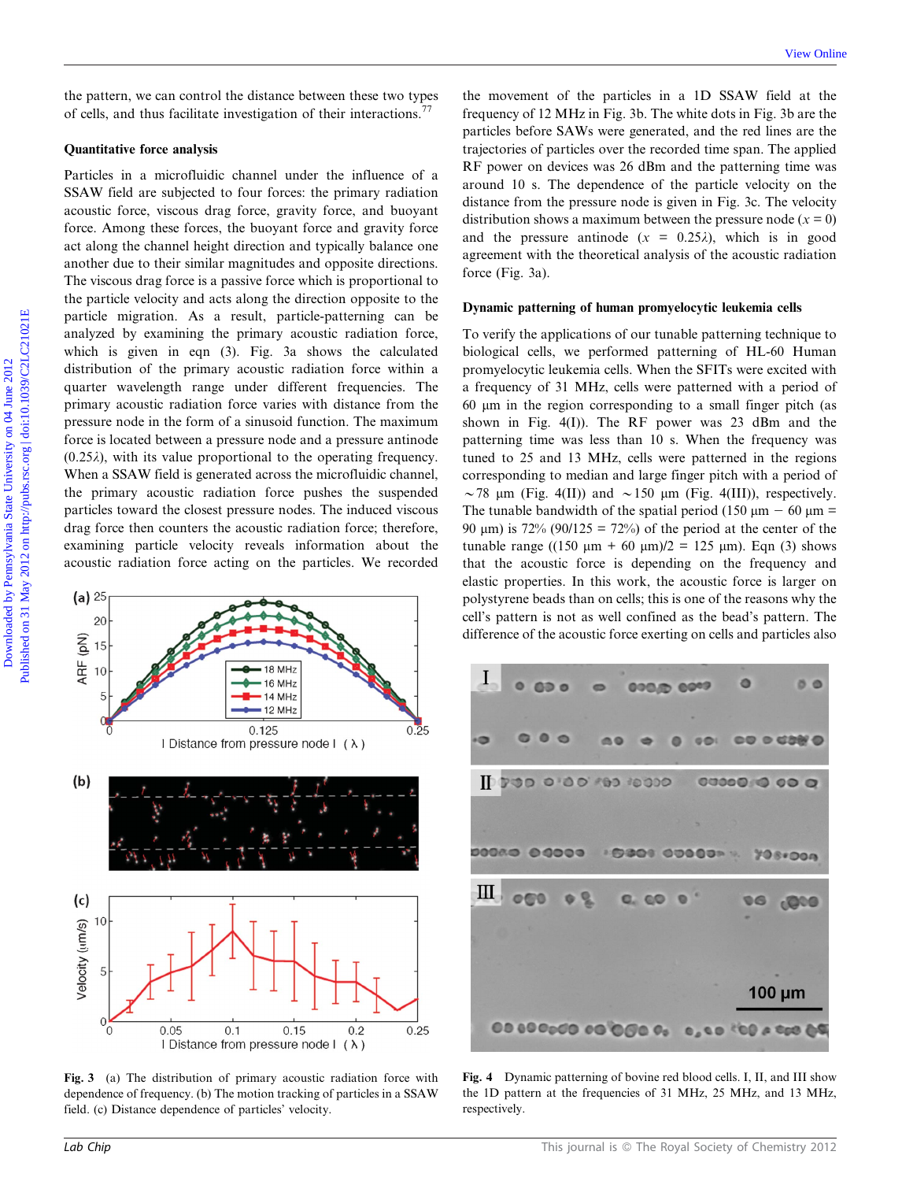the pattern, we can control the distance between these two types of cells, and thus facilitate investigation of their interactions.[77]

### Quantitative force analysis

Particles in a microfluidic channel under the influence of a SSAW field are subjected to four forces: the primary radiation acoustic force, viscous drag force, gravity force, and buoyant force. Among these forces, the buoyant force and gravity force act along the channel height direction and typically balance one another due to their similar magnitudes and opposite directions. The viscous drag force is a passive force which is proportional to the particle velocity and acts along the direction opposite to the particle migration. As a result, particle-patterning can be analyzed by examining the primary acoustic radiation force, which is given in eqn (3). Fig. 3a shows the calculated distribution of the primary acoustic radiation force within a quarter wavelength range under different frequencies. The primary acoustic radiation force varies with distance from the pressure node in the form of a sinusoid function. The maximum force is located between a pressure node and a pressure antinode ($0.25\lambda$), with its value proportional to the operating frequency. When a SSAW field is generated across the microfluidic channel, the primary acoustic radiation force pushes the suspended particles toward the closest pressure nodes. The induced viscous drag force then counters the acoustic radiation force; therefore, examining particle velocity reveals information about the acoustic radiation force acting on the particles. We recorded the movement of the particles in a 1D SSAW field at the frequency of 12 MHz in Fig. 3b. The white dots in Fig. 3b are the particles before SAWs were generated, and the red lines are the trajectories of particles over the recorded time span. The applied RF power on devices was 26 dBm and the patterning time was around 10 s. The dependence of the particle velocity on the distance from the pressure node is given in Fig. 3c. The velocity distribution shows a maximum between the pressure node ($x = 0$) and the pressure antinode ($x = 0.25\lambda$), which is in good agreement with the theoretical analysis of the acoustic radiation force (Fig. 3a).

Fig. 3 (a) The distribution of primary acoustic radiation force with dependence of frequency. (b) The motion tracking of particles in a SSAW field. (c) Distance dependence of particles' velocity.

### Dynamic patterning of human promyelocytic leukemia cells

To verify the applications of our tunable patterning technique to biological cells, we performed patterning of HL-60 Human promyelocytic leukemia cells. When the SFITs were excited with a frequency of 31 MHz, cells were patterned with a period of 60 μm in the region corresponding to a small finger pitch (as shown in Fig. 4(I)). The RF power was 23 dBm and the patterning time was less than 10 s. When the frequency was tuned to 25 and 13 MHz, cells were patterned in the regions corresponding to median and large finger pitch with a period of ~78 μm (Fig. 4(II)) and ~150 μm (Fig. 4(III)), respectively. The tunable bandwidth of the spatial period (150 μm − 60 μm = 90 μm) is 72% (90/125 = 72%) of the period at the center of the tunable range ((150 μm + 60 μm)/2 = 125 μm). Eqn (3) shows that the acoustic force is depending on the frequency and elastic properties. In this work, the acoustic force is larger on polystyrene beads than on cells; this is one of the reasons why the cell's pattern is not as well confined as the bead's pattern. The difference of the acoustic force exerting on cells and particles also

Fig. 4 Dynamic patterning of bovine red blood cells. I, II, and III show the 1D pattern at the frequencies of 31 MHz, 25 MHz, and 13 MHz, respectively.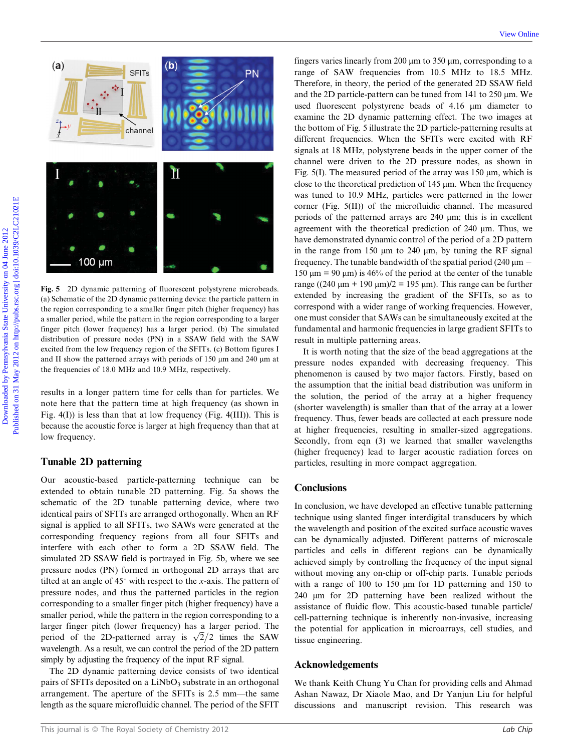Fig. 5 2D dynamic patterning of fluorescent polystyrene microbeads. (a) Schematic of the 2D dynamic patterning device: the particle pattern in the region corresponding to a smaller finger pitch (higher frequency) has a smaller period, while the pattern in the region corresponding to a larger finger pitch (lower frequency) has a larger period. (b) The simulated distribution of pressure nodes (PN) in a SSAW field with the SAW excited from the low frequency region of the SFITs. (c) Bottom figures I and II show the patterned arrays with periods of 150 μm and 240 μm at the frequencies of 18.0 MHz and 10.9 MHz, respectively.

results in a longer pattern time for cells than for particles. We note here that the pattern time at high frequency (as shown in Fig. 4(I)) is less than that at low frequency (Fig. 4(III)). This is because the acoustic force is larger at high frequency than that at low frequency.

## Tunable 2D patterning

Our acoustic-based particle-patterning technique can be extended to obtain tunable 2D patterning. Fig. 5a shows the schematic of the 2D tunable patterning device, where two identical pairs of SFITs are arranged orthogonally. When an RF signal is applied to all SFITs, two SAWs were generated at the corresponding frequency regions from all four SFITs and interfere with each other to form a 2D SSAW field. The simulated 2D SSAW field is portrayed in Fig. 5b, where we see pressure nodes (PN) formed in orthogonal 2D arrays that are tilted at an angle of 45° with respect to the $x$-axis. The pattern of pressure nodes, and thus the patterned particles in the region corresponding to a smaller finger pitch (higher frequency) have a smaller period, while the pattern in the region corresponding to a larger finger pitch (lower frequency) has a larger period. The period of the 2D-patterned array is $\sqrt{2}/2$ times the SAW wavelength. As a result, we can control the period of the 2D pattern simply by adjusting the frequency of the input RF signal.

The 2D dynamic patterning device consists of two identical pairs of SFITs deposited on a $LiNbO_3$ substrate in an orthogonal arrangement. The aperture of the SFITs is 2.5 mm—the same length as the square microfluidic channel. The period of the SFIT fingers varies linearly from 200 μm to 350 μm, corresponding to a range of SAW frequencies from 10.5 MHz to 18.5 MHz. Therefore, in theory, the period of the generated 2D SSAW field and the 2D particle-pattern can be tuned from 141 to 250 μm. We used fluorescent polystyrene beads of 4.16 μm diameter to examine the 2D dynamic patterning effect. The two images at the bottom of Fig. 5 illustrate the 2D particle-patterning results at different frequencies. When the SFITs were excited with RF signals at 18 MHz, polystyrene beads in the upper corner of the channel were driven to the 2D pressure nodes, as shown in Fig. 5(I). The measured period of the array was 150 μm, which is close to the theoretical prediction of 145 μm. When the frequency was tuned to 10.9 MHz, particles were patterned in the lower corner (Fig. 5(II)) of the microfluidic channel. The measured periods of the patterned arrays are 240 μm; this is in excellent agreement with the theoretical prediction of 240 μm. Thus, we have demonstrated dynamic control of the period of a 2D pattern in the range from 150 μm to 240 μm, by tuning the RF signal frequency. The tunable bandwidth of the spatial period (240 μm − 150 μm = 90 μm) is 46% of the period at the center of the tunable range ((240 μm + 190 μm)/2 = 195 μm). This range can be further extended by increasing the gradient of the SFITs, so as to correspond with a wider range of working frequencies. However, one must consider that SAWs can be simultaneously excited at the fundamental and harmonic frequencies in large gradient SFITs to result in multiple patterning areas.

It is worth noting that the size of the bead aggregations at the pressure nodes expanded with decreasing frequency. This phenomenon is caused by two major factors. Firstly, based on the assumption that the initial bead distribution was uniform in the solution, the period of the array at a higher frequency (shorter wavelength) is smaller than that of the array at a lower frequency. Thus, fewer beads are collected at each pressure node at higher frequencies, resulting in smaller-sized aggregations. Secondly, from eqn (3) we learned that smaller wavelengths (higher frequency) lead to larger acoustic radiation forces on particles, resulting in more compact aggregation.

## Conclusions

In conclusion, we have developed an effective tunable patterning technique using slanted finger interdigital transducers by which the wavelength and position of the excited surface acoustic waves can be dynamically adjusted. Different patterns of microscale particles and cells in different regions can be dynamically achieved simply by controlling the frequency of the input signal without moving any on-chip or off-chip parts. Tunable periods with a range of 100 to 150 μm for 1D patterning and 150 to 240 μm for 2D patterning have been realized without the assistance of fluidic flow. This acoustic-based tunable particle/cell-patterning technique is inherently non-invasive, increasing the potential for application in microarrays, cell studies, and tissue engineering.

## Acknowledgements

We thank Keith Chung Yu Chan for providing cells and Ahmad Ashan Nawaz, Dr Xiaole Mao, and Dr Yanjun Liu for helpful discussions and manuscript revision. This research was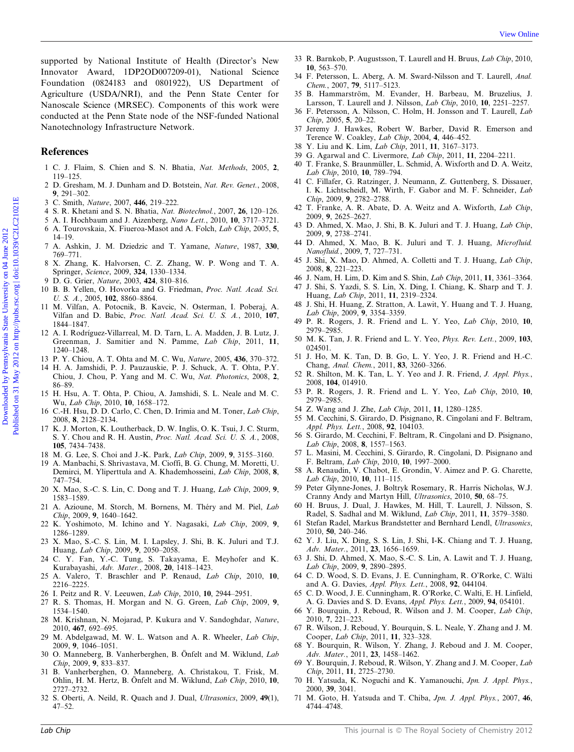supported by National Institute of Health (Director's New Innovator Award, 1DP2OD007209-01), National Science Foundation (0824183 and 0801922), US Department of Agriculture (USDA/NRI), and the Penn State Center for Nanoscale Science (MRSEC). Components of this work were conducted at the Penn State node of the NSF-funded National Nanotechnology Infrastructure Network.

## References

1. C. J. Flaim, S. Chien and S. N. Bhatia, *Nat. Methods*, 2005, **2**, 119–125.
2. D. Gresham, M. J. Dunham and D. Botstein, *Nat. Rev. Genet.*, 2008, **9**, 291–302.
3. C. Smith, *Nature*, 2007, **446**, 219–222.
4. S. R. Khetani and S. N. Bhatia, *Nat. Biotechnol.*, 2007, **26**, 120–126.
5. A. I. Hochbaum and J. Aizenberg, *Nano Lett.*, 2010, **10**, 3717–3721.
6. A. Tourovskaia, X. Fiueroa-Masot and A. Folch, *Lab Chip*, 2005, **5**, 14–19.
7. A. Ashkin, J. M. Dziedzic and T. Yamane, *Nature*, 1987, **330**, 769–771.
8. X. Zhang, K. Halvorsen, C. Z. Zhang, W. P. Wong and T. A. Springer, *Science*, 2009, **324**, 1330–1334.
9. D. G. Grier, *Nature*, 2003, **424**, 810–816.
10. B. B. Yellen, O. Hovorka and G. Friedman, *Proc. Natl. Acad. Sci. U. S. A.*, 2005, **102**, 8860–8864.
11. M. Vilfan, A. Potocnik, B. Kavcic, N. Osterman, I. Poberaj, A. Vilfan and D. Babic, *Proc. Natl. Acad. Sci. U. S. A.*, 2010, **107**, 1844–1847.
12. A. I. Rodríguez-Villarreal, M. D. Tarn, L. A. Madden, J. B. Lutz, J. Greenman, J. Samitier and N. Pamme, *Lab Chip*, 2011, **11**, 1240–1248.
13. P. Y. Chiou, A. T. Ohta and M. C. Wu, *Nature*, 2005, **436**, 370–372.
14. H. A. Jamshidi, P. J. Pauzauskie, P. J. Schuck, A. T. Ohta, P.Y. Chiou, J. Chou, P. Yang and M. C. Wu, *Nat. Photonics*, 2008, **2**, 86–89.
15. H. Hsu, A. T. Ohta, P. Chiou, A. Jamshidi, S. L. Neale and M. C. Wu, *Lab Chip*, 2010, **10**, 1658–172.
16. C.-H. Hsu, D. D. Carlo, C. Chen, D. Irimia and M. Toner, *Lab Chip*, 2008, **8**, 2128–2134.
17. K. J. Morton, K. Loutherback, D. W. Inglis, O. K. Tsui, J. C. Sturm, S. Y. Chou and R. H. Austin, *Proc. Natl. Acad. Sci. U. S. A.*, 2008, **105**, 7434–7438.
18. M. G. Lee, S. Choi and J.-K. Park, *Lab Chip*, 2009, **9**, 3155–3160.
19. A. Manbachi, S. Shrivastava, M. Cioffi, B. G. Chung, M. Moretti, U. Demirci, M. Yliperttula and A. Khademhosseini, *Lab Chip*, 2008, **8**, 747–754.
20. X. Mao, S.-C. S. Lin, C. Dong and T. J. Huang, *Lab Chip*, 2009, **9**, 1583–1589.
21. A. Azioune, M. Storch, M. Bornens, M. Théry and M. Piel, *Lab Chip*, 2009, **9**, 1640–1642.
22. K. Yoshimoto, M. Ichino and Y. Nagasaki, *Lab Chip*, 2009, **9**, 1286–1289.
23. X. Mao, S.-C. S. Lin, M. I. Lapsley, J. Shi, B. K. Juluri and T.J. Huang, *Lab Chip*, 2009, **9**, 2050–2058.
24. C. Y. Fan, Y.-C. Tung, S. Takayama, E. Meyhofer and K. Kurabayashi, *Adv. Mater.*, 2008, **20**, 1418–1423.
25. A. Valero, T. Braschler and P. Renaud, *Lab Chip*, 2010, **10**, 2216–2225.
26. I. Peitz and R. V. Leeuwen, *Lab Chip*, 2010, **10**, 2944–2951.
27. R. S. Thomas, H. Morgan and N. G. Green, *Lab Chip*, 2009, **9**, 1534–1540.
28. M. Krishnan, N. Mojarad, P. Kukura and V. Sandoghdar, *Nature*, 2010, **467**, 692–695.
29. M. Abdelgawad, M. W. L. Watson and A. R. Wheeler, *Lab Chip*, 2009, **9**, 1046–1051.
30. O. Manneberg, B. Vanherberghen, B. Önfelt and M. Wiklund, *Lab Chip*, 2009, **9**, 833–837.
31. B. Vanherberghen, O. Manneberg, A. Christakou, T. Frisk, M. Ohlin, H. M. Hertz, B. Önfelt and M. Wiklund, *Lab Chip*, 2010, **10**, 2727–2732.
32. S. Oberti, A. Neild, R. Quach and J. Dual, *Ultrasonics*, 2009, **49**(1), 47–52.
33. R. Barnkob, P. Augustsson, T. Laurell and H. Bruus, *Lab Chip*, 2010, **10**, 563–570.
34. F. Petersson, L. Aberg, A. M. Sward-Nilsson and T. Laurell, *Anal. Chem.*, 2007, **79**, 5117–5123.
35. B. Hammarström, M. Evander, H. Barbeau, M. Bruzelius, J. Larsson, T. Laurell and J. Nilsson, *Lab Chip*, 2010, **10**, 2251–2257.
36. F. Petersson, A. Nilsson, C. Holm, H. Jonsson and T. Laurell, *Lab Chip*, 2005, **5**, 20–22.
37. Jeremy J. Hawkes, Robert W. Barber, David R. Emerson and Terence W. Coakley, *Lab Chip*, 2004, **4**, 446–452.
38. Y. Liu and K. Lim, *Lab Chip*, 2011, **11**, 3167–3173.
39. G. Agarwal and C. Livermore, *Lab Chip*, 2011, **11**, 2204–2211.
40. T. Franke, S. Braunmüller, L. Schmid, A. Wixforth and D. A. Weitz, *Lab Chip*, 2010, **10**, 789–794.
41. C. Fillafer, G. Ratzinger, J. Neumann, Z. Guttenberg, S. Dissauer, I. K. Lichtscheidl, M. Wirth, F. Gabor and M. F. Schneider, *Lab Chip*, 2009, **9**, 2782–2788.
42. T. Franke, A. R. Abate, D. A. Weitz and A. Wixforth, *Lab Chip*, 2009, **9**, 2625–2627.
43. D. Ahmed, X. Mao, J. Shi, B. K. Juluri and T. J. Huang, *Lab Chip*, 2009, **9**, 2738–2741.
44. D. Ahmed, X. Mao, B. K. Juluri and T. J. Huang, *Microfluid. Nanofluid.*, 2009, **7**, 727–731.
45. J. Shi, X. Mao, D. Ahmed, A. Colletti and T. J. Huang, *Lab Chip*, 2008, **8**, 221–223.
46. J. Nam, H. Lim, D. Kim and S. Shin, *Lab Chip*, 2011, **11**, 3361–3364.
47. J. Shi, S. Yazdi, S. S. Lin, X. Ding, I. Chiang, K. Sharp and T. J. Huang, *Lab Chip*, 2011, **11**, 2319–2324.
48. J. Shi, H. Huang, Z. Stratton, A. Lawit, Y. Huang and T. J. Huang, *Lab Chip*, 2009, **9**, 3354–3359.
49. P. R. Rogers, J. R. Friend and L. Y. Yeo, *Lab Chip*, 2010, **10**, 2979–2985.
50. M. K. Tan, J. R. Friend and L. Y. Yeo, *Phys. Rev. Lett.*, 2009, **103**, 024501.
51. J. Ho, M. K. Tan, D. B. Go, L. Y. Yeo, J. R. Friend and H.-C. Chang, *Anal. Chem.*, 2011, **83**, 3260–3266.
52. R. Shilton, M. K. Tan, L. Y. Yeo and J. R. Friend, *J. Appl. Phys.*, 2008, **104**, 014910.
53. P. R. Rogers, J. R. Friend and L. Y. Yeo, *Lab Chip*, 2010, **10**, 2979–2985.
54. Z. Wang and J. Zhe, *Lab Chip*, 2011, **11**, 1280–1285.
55. M. Cecchini, S. Girardo, D. Pisignano, R. Cingolani and F. Beltram, *Appl. Phys. Lett.*, 2008, **92**, 104103.
56. S. Girardo, M. Cecchini, F. Beltram, R. Cingolani and D. Pisignano, *Lab Chip*, 2008, **8**, 1557–1563.
57. L. Masini, M. Cecchini, S. Girardo, R. Cingolani, D. Pisignano and F. Beltram, *Lab Chip*, 2010, **10**, 1997–2000.
58. A. Renaudin, V. Chabot, E. Grondin, V. Aimez and P. G. Charette, *Lab Chip*, 2010, **10**, 111–115.
59. Peter Glynne-Jones, J. Boltryk Rosemary, R. Harris Nicholas, W.J. Cranny Andy and Martyn Hill, *Ultrasonics*, 2010, **50**, 68–75.
60. H. Bruus, J. Dual, J. Hawkes, M. Hill, T. Laurell, J. Nilsson, S. Radel, S. Sadhal and M. Wiklund, *Lab Chip*, 2011, **11**, 3579–3580.
61. Stefan Radel, Markus Brandstetter and Bernhard Lendl, *Ultrasonics*, 2010, **50**, 240–246.
62. Y. J. Liu, X. Ding, S. S. Lin, J. Shi, I-K. Chiang and T. J. Huang, *Adv. Mater.*, 2011, **23**, 1656–1659.
63. J. Shi, D. Ahmed, X. Mao, S.-C. S. Lin, A. Lawit and T. J. Huang, *Lab Chip*, 2009, **9**, 2890–2895.
64. C. D. Wood, S. D. Evans, J. E. Cunningham, R. O'Rorke, C. Wälti and A. G. Davies, *Appl. Phys. Lett.*, 2008, **92**, 044104.
65. C. D. Wood, J. E. Cunningham, R. O'Rorke, C. Walti, E. H. Linfield, A. G. Davies and S. D. Evans, *Appl. Phys. Lett.*, 2009, **94**, 054101.
66. Y. Bourquin, J. Reboud, R. Wilson and J. M. Cooper, *Lab Chip*, 2010, **7**, 221–223.
67. R. Wilson, J. Reboud, Y. Bourquin, S. L. Neale, Y. Zhang and J. M. Cooper, *Lab Chip*, 2011, **11**, 323–328.
68. Y. Bourquin, R. Wilson, Y. Zhang, J. Reboud and J. M. Cooper, *Adv. Mater.*, 2011, **23**, 1458–1462.
69. Y. Bourquin, J. Reboud, R. Wilson, Y. Zhang and J. M. Cooper, *Lab Chip*, 2011, **11**, 2725–2730.
70. H. Yatsuda, K. Noguchi and K. Yamanouchi, *Jpn. J. Appl. Phys.*, 2000, **39**, 3041.
71. M. Goto, H. Yatsuda and T. Chiba, *Jpn. J. Appl. Phys.*, 2007, **46**, 4744–4748.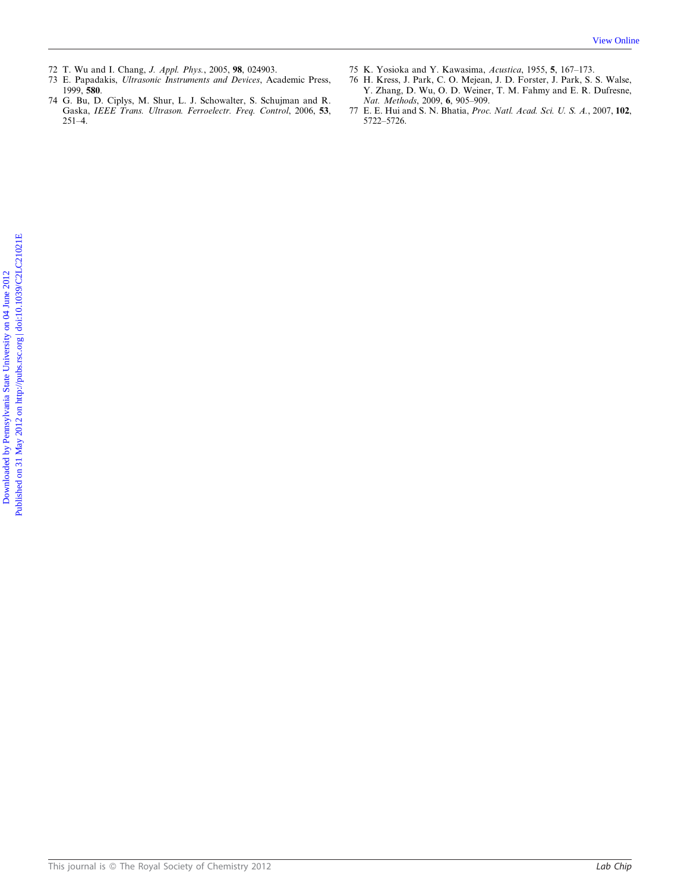72 T. Wu and I. Chang, *J. Appl. Phys.*, 2005, **98**, 024903.

73 E. Papadakis, *Ultrasonic Instruments and Devices*, Academic Press, 1999, **580**.

74 G. Bu, D. Ciplys, M. Shur, L. J. Schowalter, S. Schujman and R. Gaska, *IEEE Trans. Ultrason. Ferroelectr. Freq. Control*, 2006, **53**, 251–4.

75 K. Yosioka and Y. Kawasima, *Acustica*, 1955, **5**, 167–173.

76 H. Kress, J. Park, C. O. Mejean, J. D. Forster, J. Park, S. S. Walse, Y. Zhang, D. Wu, O. D. Weiner, T. M. Fahmy and E. R. Dufresne, *Nat. Methods*, 2009, **6**, 905–909.

77 E. E. Hui and S. N. Bhatia, *Proc. Natl. Acad. Sci. U. S. A.*, 2007, **102**, 5722–5726.